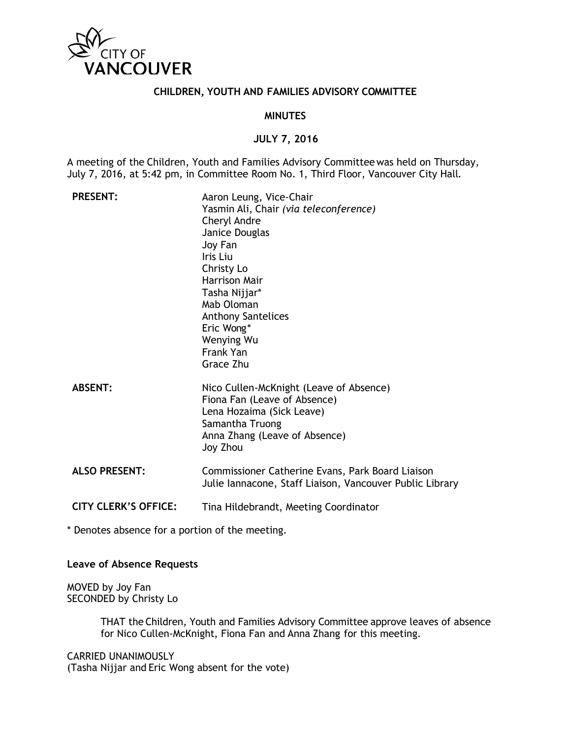CITY OF VANCOUVER

# CHILDREN, YOUTH AND FAMILIES ADVISORY COMMITTEE

## MINUTES

## JULY 7, 2016

A meeting of the Children, Youth and Families Advisory Committee was held on Thursday, July 7, 2016, at 5:42 pm, in Committee Room No. 1, Third Floor, Vancouver City Hall.

| | |
|---|---|
| **PRESENT:** | Aaron Leung, Vice-Chair<br>Yasmin Ali, Chair *(via teleconference)*<br>Cheryl Andre<br>Janice Douglas<br>Joy Fan<br>Iris Liu<br>Christy Lo<br>Harrison Mair<br>Tasha Nijjar*<br>Mab Oloman<br>Anthony Santelices<br>Eric Wong*<br>Wenying Wu<br>Frank Yan<br>Grace Zhu |
| **ABSENT:** | Nico Cullen-McKnight (Leave of Absence)<br>Fiona Fan (Leave of Absence)<br>Lena Hozaima (Sick Leave)<br>Samantha Truong<br>Anna Zhang (Leave of Absence)<br>Joy Zhou |
| **ALSO PRESENT:** | Commissioner Catherine Evans, Park Board Liaison<br>Julie Iannacone, Staff Liaison, Vancouver Public Library |
| **CITY CLERK'S OFFICE:** | Tina Hildebrandt, Meeting Coordinator |

\* Denotes absence for a portion of the meeting.

**Leave of Absence Requests**

MOVED by Joy Fan
SECONDED by Christy Lo

> THAT the Children, Youth and Families Advisory Committee approve leaves of absence for Nico Cullen-McKnight, Fiona Fan and Anna Zhang for this meeting.

CARRIED UNANIMOUSLY
(Tasha Nijjar and Eric Wong absent for the vote)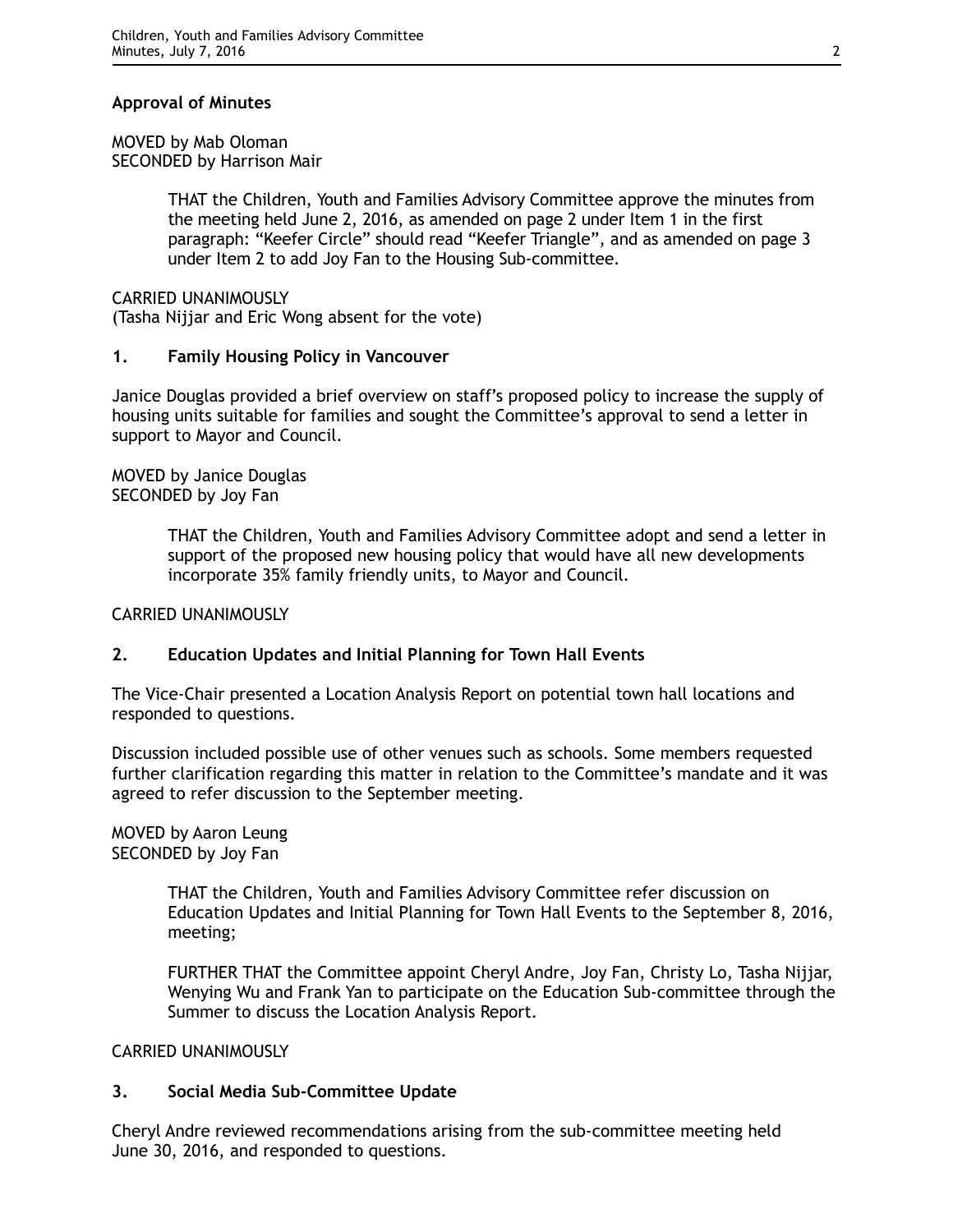**Approval of Minutes**

MOVED by Mab Oloman
SECONDED by Harrison Mair

> THAT the Children, Youth and Families Advisory Committee approve the minutes from the meeting held June 2, 2016, as amended on page 2 under Item 1 in the first paragraph: "Keefer Circle" should read "Keefer Triangle", and as amended on page 3 under Item 2 to add Joy Fan to the Housing Sub-committee.

CARRIED UNANIMOUSLY
(Tasha Nijjar and Eric Wong absent for the vote)

**1. Family Housing Policy in Vancouver**

Janice Douglas provided a brief overview on staff's proposed policy to increase the supply of housing units suitable for families and sought the Committee's approval to send a letter in support to Mayor and Council.

MOVED by Janice Douglas
SECONDED by Joy Fan

> THAT the Children, Youth and Families Advisory Committee adopt and send a letter in support of the proposed new housing policy that would have all new developments incorporate 35% family friendly units, to Mayor and Council.

CARRIED UNANIMOUSLY

**2. Education Updates and Initial Planning for Town Hall Events**

The Vice-Chair presented a Location Analysis Report on potential town hall locations and responded to questions.

Discussion included possible use of other venues such as schools. Some members requested further clarification regarding this matter in relation to the Committee's mandate and it was agreed to refer discussion to the September meeting.

MOVED by Aaron Leung
SECONDED by Joy Fan

> THAT the Children, Youth and Families Advisory Committee refer discussion on Education Updates and Initial Planning for Town Hall Events to the September 8, 2016, meeting;
>
> FURTHER THAT the Committee appoint Cheryl Andre, Joy Fan, Christy Lo, Tasha Nijjar, Wenying Wu and Frank Yan to participate on the Education Sub-committee through the Summer to discuss the Location Analysis Report.

CARRIED UNANIMOUSLY

**3. Social Media Sub-Committee Update**

Cheryl Andre reviewed recommendations arising from the sub-committee meeting held June 30, 2016, and responded to questions.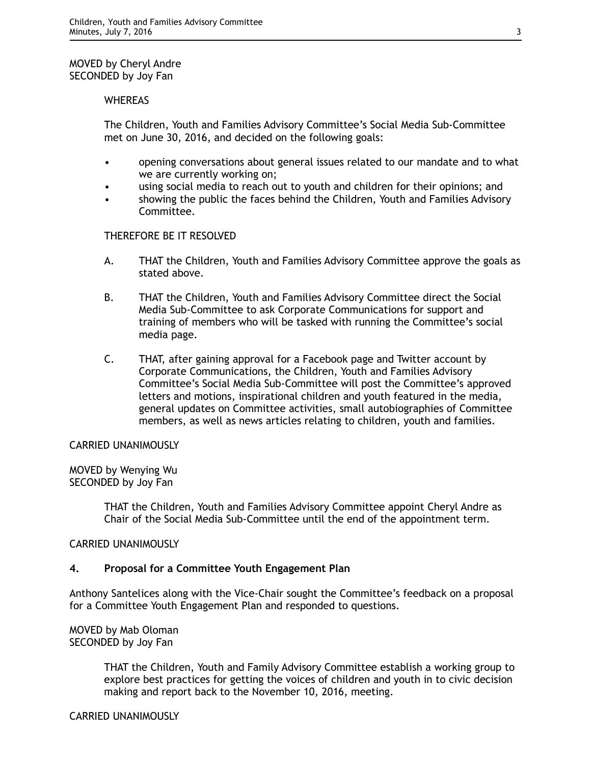MOVED by Cheryl Andre
SECONDED by Joy Fan

WHEREAS

The Children, Youth and Families Advisory Committee's Social Media Sub-Committee met on June 30, 2016, and decided on the following goals:

- opening conversations about general issues related to our mandate and to what we are currently working on;
- using social media to reach out to youth and children for their opinions; and
- showing the public the faces behind the Children, Youth and Families Advisory Committee.

THEREFORE BE IT RESOLVED

A. THAT the Children, Youth and Families Advisory Committee approve the goals as stated above.

B. THAT the Children, Youth and Families Advisory Committee direct the Social Media Sub-Committee to ask Corporate Communications for support and training of members who will be tasked with running the Committee's social media page.

C. THAT, after gaining approval for a Facebook page and Twitter account by Corporate Communications, the Children, Youth and Families Advisory Committee's Social Media Sub-Committee will post the Committee's approved letters and motions, inspirational children and youth featured in the media, general updates on Committee activities, small autobiographies of Committee members, as well as news articles relating to children, youth and families.

CARRIED UNANIMOUSLY

MOVED by Wenying Wu
SECONDED by Joy Fan

THAT the Children, Youth and Families Advisory Committee appoint Cheryl Andre as Chair of the Social Media Sub-Committee until the end of the appointment term.

CARRIED UNANIMOUSLY

**4. Proposal for a Committee Youth Engagement Plan**

Anthony Santelices along with the Vice-Chair sought the Committee's feedback on a proposal for a Committee Youth Engagement Plan and responded to questions.

MOVED by Mab Oloman
SECONDED by Joy Fan

THAT the Children, Youth and Family Advisory Committee establish a working group to explore best practices for getting the voices of children and youth in to civic decision making and report back to the November 10, 2016, meeting.

CARRIED UNANIMOUSLY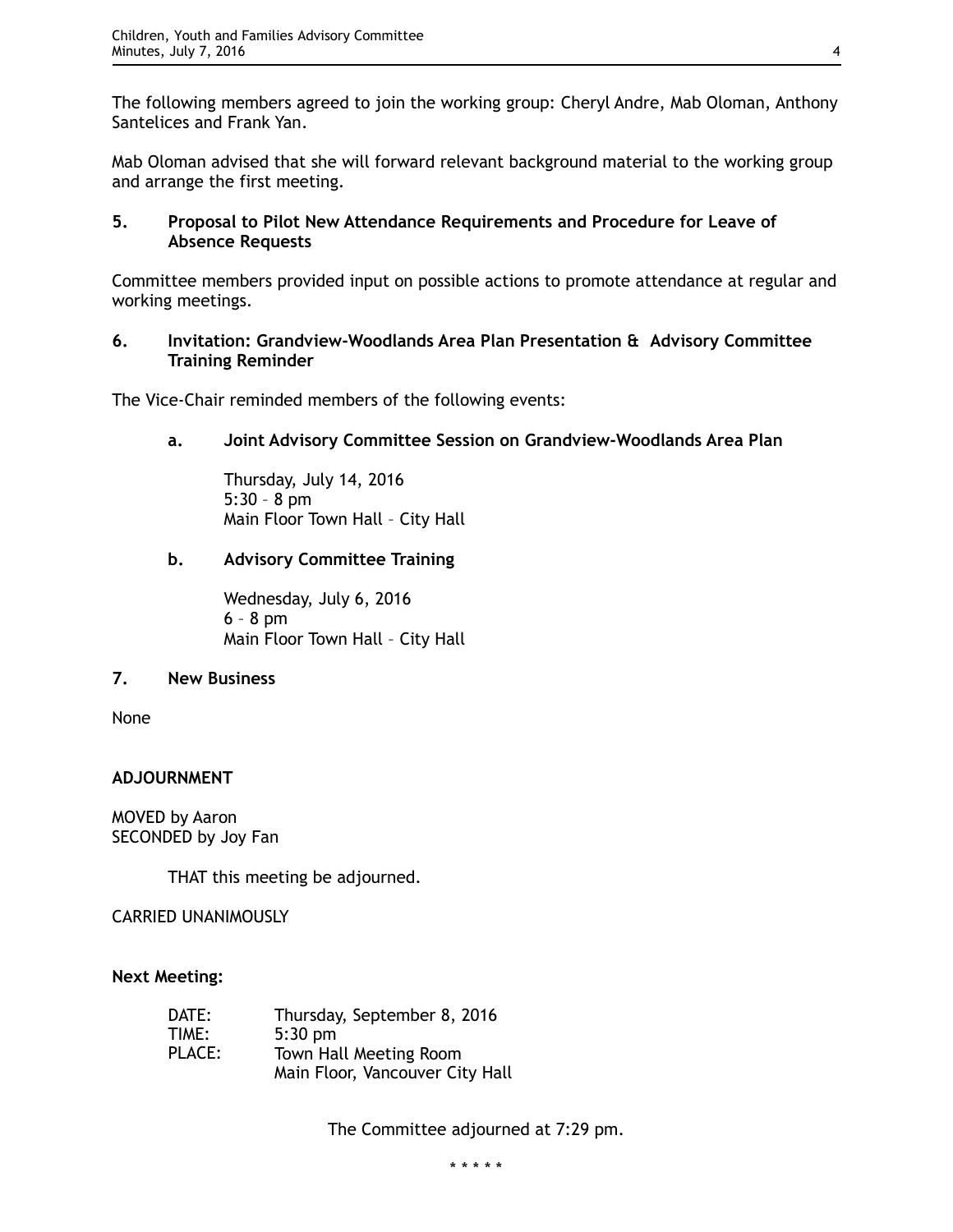The following members agreed to join the working group: Cheryl Andre, Mab Oloman, Anthony Santelices and Frank Yan.

Mab Oloman advised that she will forward relevant background material to the working group and arrange the first meeting.

**5. Proposal to Pilot New Attendance Requirements and Procedure for Leave of Absence Requests**

Committee members provided input on possible actions to promote attendance at regular and working meetings.

**6. Invitation: Grandview-Woodlands Area Plan Presentation & Advisory Committee Training Reminder**

The Vice-Chair reminded members of the following events:

**a. Joint Advisory Committee Session on Grandview-Woodlands Area Plan**

Thursday, July 14, 2016
5:30 – 8 pm
Main Floor Town Hall – City Hall

**b. Advisory Committee Training**

Wednesday, July 6, 2016
6 – 8 pm
Main Floor Town Hall – City Hall

**7. New Business**

None

**ADJOURNMENT**

MOVED by Aaron
SECONDED by Joy Fan

THAT this meeting be adjourned.

CARRIED UNANIMOUSLY

**Next Meeting:**

| | |
|---|---|
| DATE: | Thursday, September 8, 2016 |
| TIME: | 5:30 pm |
| PLACE: | Town Hall Meeting Room<br>Main Floor, Vancouver City Hall |

The Committee adjourned at 7:29 pm.

\* \* \* \* \*